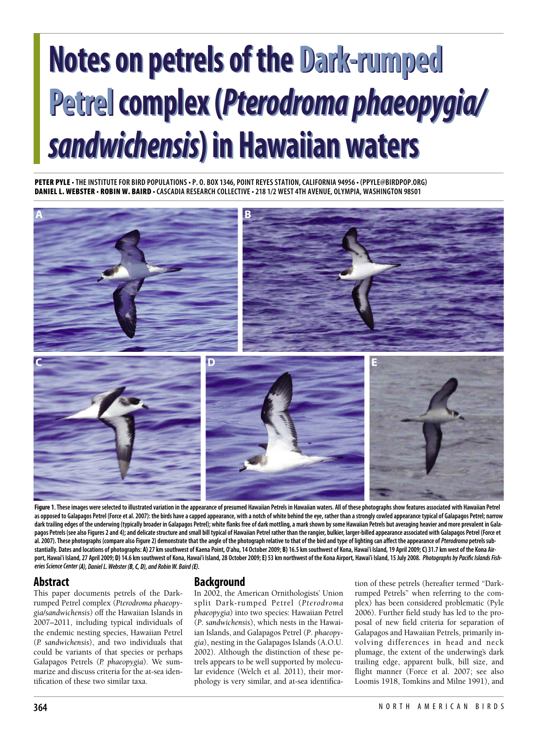# Notes on petrels of the Dark-rumped Petrel complex (*Pterodroma phaeopygia/ sandwichensis*) in Hawaiian waters

**PETER PYLE** • THE INSTITUTE FOR BIRD POPULATIONS • P. O. BOX 1346, POINT REYES STATION, CALIFORNIA 94956 • (PPYLE@BIRDPOP.ORG)
**DANIEL L. WEBSTER** • **ROBIN W. BAIRD** • CASCADIA RESEARCH COLLECTIVE • 218 1/2 WEST 4TH AVENUE, OLYMPIA, WASHINGTON 98501

**Figure 1.** These images were selected to illustrated variation in the appearance of presumed Hawaiian Petrels in Hawaiian waters. All of these photographs show features associated with Hawaiian Petrel as opposed to Galapagos Petrel (Force et al. 2007): the birds have a capped appearance, with a notch of white behind the eye, rather than a strongly cowled appearance typical of Galapagos Petrel; narrow dark trailing edges of the underwing (typically broader in Galapagos Petrel); white flanks free of dark mottling, a mark shown by some Hawaiian Petrels but averaging heavier and more prevalent in Galapagos Petrels (see also Figures 2 and 4); and delicate structure and small bill typical of Hawaiian Petrel rather than the rangier, bulkier, larger-billed appearance associated with Galapagos Petrel (Force et al. 2007). These photographs (compare also Figure 2) demonstrate that the angle of the photograph relative to that of the bird and type of lighting can affect the appearance of *Pterodroma* petrels substantially. Dates and locations of photographs: **A)** 27 km southwest of Kaena Point, O'ahu, 14 October 2009; **B)** 16.5 km southwest of Kona, Hawai'i Island, 19 April 2009; **C)** 31.7 km west of the Kona Airport, Hawai'i Island, 27 April 2009; **D)** 14.6 km southwest of Kona, Hawai'i Island, 28 October 2009; **E)** 53 km northwest of the Kona Airport, Hawai'i Island, 15 July 2008. *Photographs by Pacific Islands Fisheries Science Center (A), Daniel L. Webster (B, C, D), and Robin W. Baird (E).*

## Abstract

This paper documents petrels of the Dark-rumped Petrel complex (*Pterodroma phaeopygia/sandwichensis*) off the Hawaiian Islands in 2007–2011, including typical individuals of the endemic nesting species, Hawaiian Petrel (*P. sandwichensis*), and two individuals that could be variants of that species or perhaps Galapagos Petrels (*P. phaeopygia*). We summarize and discuss criteria for the at-sea identification of these two similar taxa.

## Background

In 2002, the American Ornithologists' Union split Dark-rumped Petrel (*Pterodroma phaeopygia*) into two species: Hawaiian Petrel (*P. sandwichensis*), which nests in the Hawaiian Islands, and Galapagos Petrel (*P. phaeopygia*), nesting in the Galapagos Islands (A.O.U. 2002). Although the distinction of these petrels appears to be well supported by molecular evidence (Welch et al. 2011), their morphology is very similar, and at-sea identification of these petrels (hereafter termed "Dark-rumped Petrels" when referring to the complex) has been considered problematic (Pyle 2006). Further field study has led to the proposal of new field criteria for separation of Galapagos and Hawaiian Petrels, primarily involving differences in head and neck plumage, the extent of the underwing's dark trailing edge, apparent bulk, bill size, and flight manner (Force et al. 2007; see also Loomis 1918, Tomkins and Milne 1991), and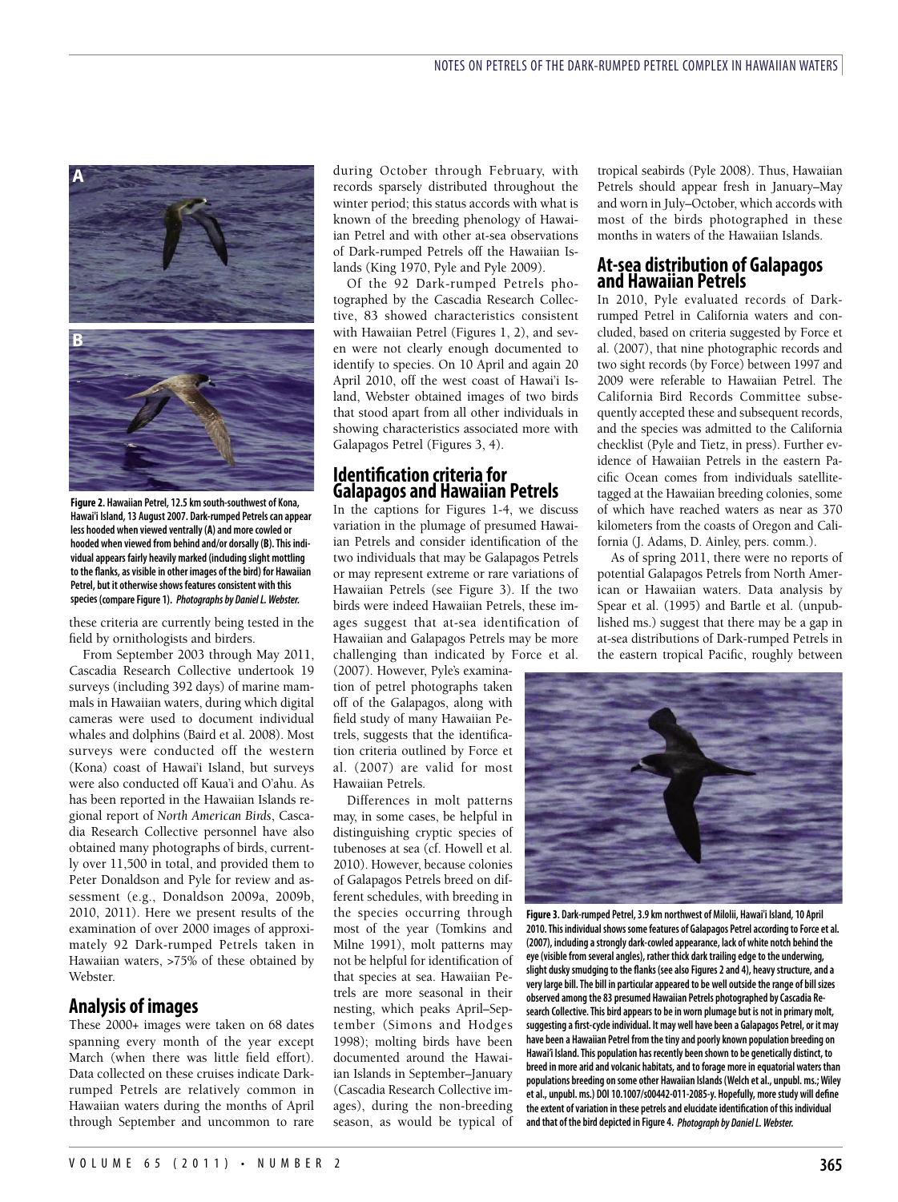**Figure 2.** Hawaiian Petrel, 12.5 km south-southwest of Kona, Hawai'i Island, 13 August 2007. Dark-rumped Petrels can appear less hooded when viewed ventrally (A) and more cowled or hooded when viewed from behind and/or dorsally (B). This individual appears fairly heavily marked (including slight mottling to the flanks, as visible in other images of the bird) for Hawaiian Petrel, but it otherwise shows features consistent with this species (compare Figure 1). *Photographs by Daniel L. Webster.*

these criteria are currently being tested in the field by ornithologists and birders.

From September 2003 through May 2011, Cascadia Research Collective undertook 19 surveys (including 392 days) of marine mammals in Hawaiian waters, during which digital cameras were used to document individual whales and dolphins (Baird et al. 2008). Most surveys were conducted off the western (Kona) coast of Hawai'i Island, but surveys were also conducted off Kaua'i and O'ahu. As has been reported in the Hawaiian Islands regional report of *North American Birds*, Cascadia Research Collective personnel have also obtained many photographs of birds, currently over 11,500 in total, and provided them to Peter Donaldson and Pyle for review and assessment (e.g., Donaldson 2009a, 2009b, 2010, 2011). Here we present results of the examination of over 2000 images of approximately 92 Dark-rumped Petrels taken in Hawaiian waters, >75% of these obtained by Webster.

## Analysis of images

These 2000+ images were taken on 68 dates spanning every month of the year except March (when there was little field effort). Data collected on these cruises indicate Dark-rumped Petrels are relatively common in Hawaiian waters during the months of April through September and uncommon to rare during October through February, with records sparsely distributed throughout the winter period; this status accords with what is known of the breeding phenology of Hawaiian Petrel and with other at-sea observations of Dark-rumped Petrels off the Hawaiian Islands (King 1970, Pyle and Pyle 2009).

Of the 92 Dark-rumped Petrels photographed by the Cascadia Research Collective, 83 showed characteristics consistent with Hawaiian Petrel (Figures 1, 2), and seven were not clearly enough documented to identify to species. On 10 April and again 20 April 2010, off the west coast of Hawai'i Island, Webster obtained images of two birds that stood apart from all other individuals in showing characteristics associated more with Galapagos Petrel (Figures 3, 4).

## Identification criteria for Galapagos and Hawaiian Petrels

In the captions for Figures 1-4, we discuss variation in the plumage of presumed Hawaiian Petrels and consider identification of the two individuals that may be Galapagos Petrels or may represent extreme or rare variations of Hawaiian Petrels (see Figure 3). If the two birds were indeed Hawaiian Petrels, these images suggest that at-sea identification of Hawaiian and Galapagos Petrels may be more challenging than indicated by Force et al. (2007). However, Pyle's examination of petrel photographs taken off of the Galapagos, along with field study of many Hawaiian Petrels, suggests that the identification criteria outlined by Force et al. (2007) are valid for most Hawaiian Petrels.

Differences in molt patterns may, in some cases, be helpful in distinguishing cryptic species of tubenoses at sea (cf. Howell et al. 2010). However, because colonies of Galapagos Petrels breed on different schedules, with breeding in the species occurring through most of the year (Tomkins and Milne 1991), molt patterns may not be helpful for identification of that species at sea. Hawaiian Petrels are more seasonal in their nesting, which peaks April–September (Simons and Hodges 1998); molting birds have been documented around the Hawaiian Islands in September–January (Cascadia Research Collective images), during the non-breeding season, as would be typical of tropical seabirds (Pyle 2008). Thus, Hawaiian Petrels should appear fresh in January–May and worn in July–October, which accords with most of the birds photographed in these months in waters of the Hawaiian Islands.

## At-sea distribution of Galapagos and Hawaiian Petrels

In 2010, Pyle evaluated records of Dark-rumped Petrel in California waters and concluded, based on criteria suggested by Force et al. (2007), that nine photographic records and two sight records (by Force) between 1997 and 2009 were referable to Hawaiian Petrel. The California Bird Records Committee subsequently accepted these and subsequent records, and the species was admitted to the California checklist (Pyle and Tietz, in press). Further evidence of Hawaiian Petrels in the eastern Pacific Ocean comes from individuals satellite-tagged at the Hawaiian breeding colonies, some of which have reached waters as near as 370 kilometers from the coasts of Oregon and California (J. Adams, D. Ainley, pers. comm.).

As of spring 2011, there were no reports of potential Galapagos Petrels from North American or Hawaiian waters. Data analysis by Spear et al. (1995) and Bartle et al. (unpublished ms.) suggest that there may be a gap in at-sea distributions of Dark-rumped Petrels in the eastern tropical Pacific, roughly between

**Figure 3.** Dark-rumped Petrel, 3.9 km northwest of Milolii, Hawai'i Island, 10 April 2010. This individual shows some features of Galapagos Petrel according to Force et al. (2007), including a strongly dark-cowled appearance, lack of white notch behind the eye (visible from several angles), rather thick dark trailing edge to the underwing, slight dusky smudging to the flanks (see also Figures 2 and 4), heavy structure, and a very large bill. The bill in particular appeared to be well outside the range of bill sizes observed among the 83 presumed Hawaiian Petrels photographed by Cascadia Research Collective. This bird appears to be in worn plumage but is not in primary molt, suggesting a first-cycle individual. It may well have been a Galapagos Petrel, or it may have been a Hawaiian Petrel from the tiny and poorly known population breeding on Hawai'i Island. This population has recently been shown to be genetically distinct, to breed in more arid and volcanic habitats, and to forage more in equatorial waters than populations breeding on some other Hawaiian Islands (Welch et al., unpubl. ms.; Wiley et al., unpubl. ms.) DOI 10.1007/s00442-011-2085-y. Hopefully, more study will define the extent of variation in these petrels and elucidate identification of this individual and that of the bird depicted in Figure 4. *Photograph by Daniel L. Webster.*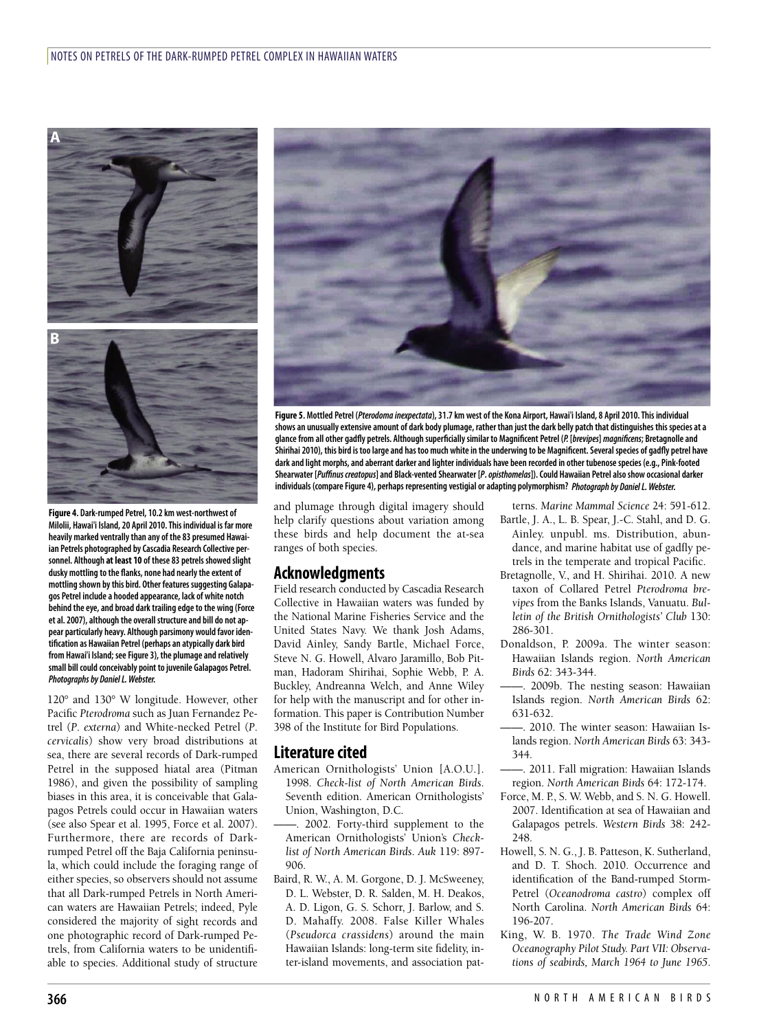**Figure 4. Dark-rumped Petrel, 10.2 km west-northwest of Milolii, Hawai'i Island, 20 April 2010. This individual is far more heavily marked ventrally than any of the 83 presumed Hawaiian Petrels photographed by Cascadia Research Collective personnel. Although at least 10 of these 83 petrels showed slight dusky mottling to the flanks, none had nearly the extent of mottling shown by this bird. Other features suggesting Galapagos Petrel include a hooded appearance, lack of white notch behind the eye, and broad dark trailing edge to the wing (Force et al. 2007), although the overall structure and bill do not appear particularly heavy. Although parsimony would favor identification as Hawaiian Petrel (perhaps an atypically dark bird from Hawai'i Island; see Figure 3), the plumage and relatively small bill could conceivably point to juvenile Galapagos Petrel.** ***Photographs by Daniel L. Webster.***

**Figure 5. Mottled Petrel (*Pterodoma inexpectata*), 31.7 km west of the Kona Airport, Hawai'i Island, 8 April 2010. This individual shows an unusually extensive amount of dark body plumage, rather than just the dark belly patch that distinguishes this species at a glance from all other gadfly petrels. Although superficially similar to Magnificent Petrel (*P.* [*brevipes*] *magnificens*; Bretagnolle and Shirihai 2010), this bird is too large and has too much white in the underwing to be Magnificent. Several species of gadfly petrel have dark and light morphs, and aberrant darker and lighter individuals have been recorded in other tubenose species (e.g., Pink-footed Shearwater [*Puffinus creatopus*] and Black-vented Shearwater [*P. opisthomelas*]). Could Hawaiian Petrel also show occasional darker individuals (compare Figure 4), perhaps representing vestigial or adapting polymorphism?** ***Photograph by Daniel L. Webster.***

120° and 130° W longitude. However, other Pacific *Pterodroma* such as Juan Fernandez Petrel (*P. externa*) and White-necked Petrel (*P. cervicalis*) show very broad distributions at sea, there are several records of Dark-rumped Petrel in the supposed hiatal area (Pitman 1986), and given the possibility of sampling biases in this area, it is conceivable that Galapagos Petrels could occur in Hawaiian waters (see also Spear et al. 1995, Force et al. 2007). Furthermore, there are records of Dark-rumped Petrel off the Baja California peninsula, which could include the foraging range of either species, so observers should not assume that all Dark-rumped Petrels in North American waters are Hawaiian Petrels; indeed, Pyle considered the majority of sight records and one photographic record of Dark-rumped Petrels, from California waters to be unidentifiable to species. Additional study of structure and plumage through digital imagery should help clarify questions about variation among these birds and help document the at-sea ranges of both species.

## Acknowledgments

Field research conducted by Cascadia Research Collective in Hawaiian waters was funded by the National Marine Fisheries Service and the United States Navy. We thank Josh Adams, David Ainley, Sandy Bartle, Michael Force, Steve N. G. Howell, Alvaro Jaramillo, Bob Pitman, Hadoram Shirihai, Sophie Webb, P. A. Buckley, Andreanna Welch, and Anne Wiley for help with the manuscript and for other information. This paper is Contribution Number 398 of the Institute for Bird Populations.

## Literature cited

American Ornithologists' Union [A.O.U.]. 1998. *Check-list of North American Birds*. Seventh edition. American Ornithologists' Union, Washington, D.C.

——. 2002. Forty-third supplement to the American Ornithologists' Union's *Check-list of North American Birds*. *Auk* 119: 897-906.

Baird, R. W., A. M. Gorgone, D. J. McSweeney, D. L. Webster, D. R. Salden, M. H. Deakos, A. D. Ligon, G. S. Schorr, J. Barlow, and S. D. Mahaffy. 2008. False Killer Whales (*Pseudorca crassidens*) around the main Hawaiian Islands: long-term site fidelity, inter-island movements, and association patterns. *Marine Mammal Science* 24: 591-612.

Bartle, J. A., L. B. Spear, J.-C. Stahl, and D. G. Ainley. unpubl. ms. Distribution, abundance, and marine habitat use of gadfly petrels in the temperate and tropical Pacific.

Bretagnolle, V., and H. Shirihai. 2010. A new taxon of Collared Petrel *Pterodroma brevipes* from the Banks Islands, Vanuatu. *Bulletin of the British Ornithologists' Club* 130: 286-301.

Donaldson, P. 2009a. The winter season: Hawaiian Islands region. *North American Birds* 62: 343-344.

——. 2009b. The nesting season: Hawaiian Islands region. *North American Birds* 62: 631-632.

——. 2010. The winter season: Hawaiian Islands region. *North American Birds* 63: 343-344.

——. 2011. Fall migration: Hawaiian Islands region. *North American Birds* 64: 172-174.

Force, M. P., S. W. Webb, and S. N. G. Howell. 2007. Identification at sea of Hawaiian and Galapagos petrels. *Western Birds* 38: 242-248.

Howell, S. N. G., J. B. Patteson, K. Sutherland, and D. T. Shoch. 2010. Occurrence and identification of the Band-rumped Storm-Petrel (*Oceanodroma castro*) complex off North Carolina. *North American Birds* 64: 196-207.

King, W. B. 1970. *The Trade Wind Zone Oceanography Pilot Study. Part VII: Observations of seabirds, March 1964 to June 1965*.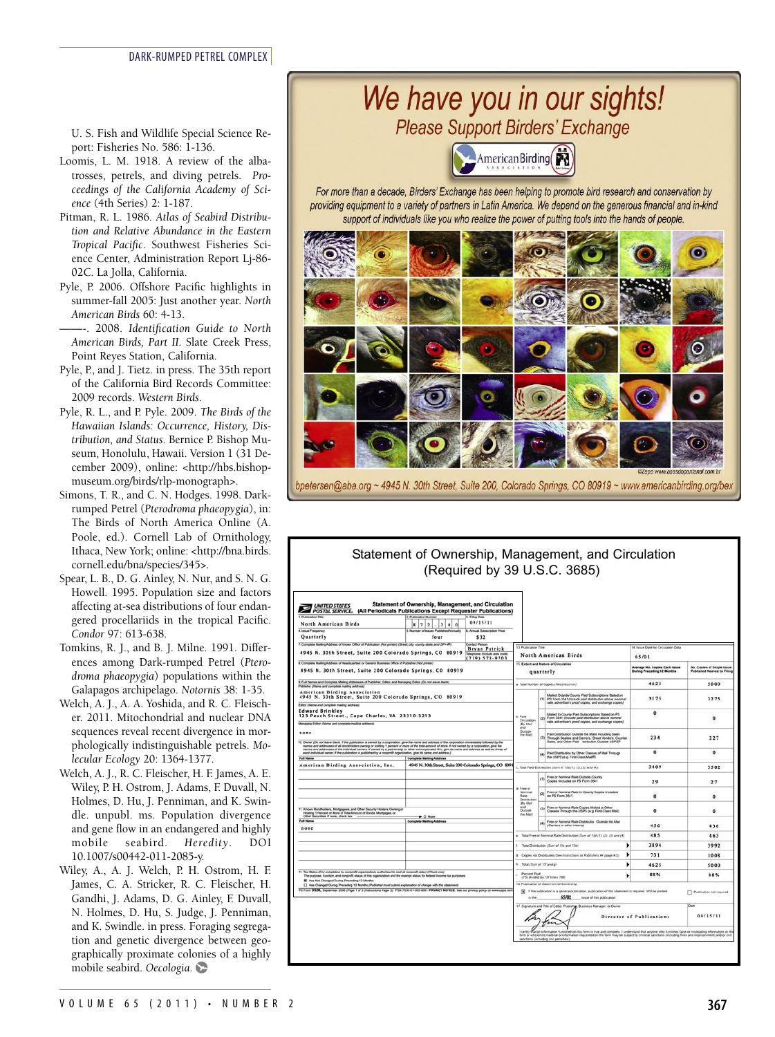U. S. Fish and Wildlife Special Science Report: Fisheries No. 586: 1-136.

Loomis, L. M. 1918. A review of the albatrosses, petrels, and diving petrels. *Proceedings of the California Academy of Science* (4th Series) 2: 1-187.

Pitman, R. L. 1986. *Atlas of Seabird Distribution and Relative Abundance in the Eastern Tropical Pacific*. Southwest Fisheries Science Center, Administration Report Lj-86-02C. La Jolla, California.

Pyle, P. 2006. Offshore Pacific highlights in summer-fall 2005: Just another year. *North American Birds* 60: 4-13.

——-. 2008. *Identification Guide to North American Birds, Part II*. Slate Creek Press, Point Reyes Station, California.

Pyle, P., and J. Tietz. in press. The 35th report of the California Bird Records Committee: 2009 records. *Western Birds*.

Pyle, R. L., and P. Pyle. 2009. *The Birds of the Hawaiian Islands: Occurrence, History, Distribution, and Status*. Bernice P. Bishop Museum, Honolulu, Hawaii. Version 1 (31 December 2009), online: <http://hbs.bishopmuseum.org/birds/rlp-monograph>.

Simons, T. R., and C. N. Hodges. 1998. Dark-rumped Petrel (*Pterodroma phaeopygia*), in: The Birds of North America Online (A. Poole, ed.). Cornell Lab of Ornithology, Ithaca, New York; online: <http://bna.birds.cornell.edu/bna/species/345>.

Spear, L. B., D. G. Ainley, N. Nur, and S. N. G. Howell. 1995. Population size and factors affecting at-sea distributions of four endangered procellariids in the tropical Pacific. *Condor* 97: 613-638.

Tomkins, R. J., and B. J. Milne. 1991. Differences among Dark-rumped Petrel (*Pterodroma phaeopygia*) populations within the Galapagos archipelago. *Notornis* 38: 1-35.

Welch, A. J., A. A. Yoshida, and R. C. Fleischer. 2011. Mitochondrial and nuclear DNA sequences reveal recent divergence in morphologically indistinguishable petrels. *Molecular Ecology* 20: 1364-1377.

Welch, A. J., R. C. Fleischer, H. F. James, A. E. Wiley, P. H. Ostrom, J. Adams, F. Duvall, N. Holmes, D. Hu, J. Penniman, and K. Swindle. unpubl. ms. Population divergence and gene flow in an endangered and highly mobile seabird. *Heredity*. DOI 10.1007/s00442-011-2085-y.

Wiley, A., A. J. Welch, P. H. Ostrom, H. F. James, C. A. Stricker, R. C. Fleischer, H. Gandhi, J. Adams, D. G. Ainley, F. Duvall, N. Holmes, D. Hu, S. Judge, J. Penniman, and K. Swindle. in press. Foraging segregation and genetic divergence between geographically proximate colonies of a highly mobile seabird. *Oecologia*.

# We have you in our sights!

## Please Support Birders' Exchange

American Birding Association

For more than a decade, Birders' Exchange has been helping to promote bird research and conservation by providing equipment to a variety of partners in Latin America. We depend on the generous financial and in-kind support of individuals like you who realize the power of putting tools into the hands of people.

©Zepa www.aessdopantanal.com.br

bpetersen@aba.org ~ 4945 N. 30th Street, Suite 200, Colorado Springs, CO 80919 ~ www.americanbirding.org/bex

## Statement of Ownership, Management, and Circulation (Required by 39 U.S.C. 3685)

United States Postal Service — Statement of Ownership, Management, and Circulation (All Periodicals Publications Except Requester Publications)

1. Publication Title: North American Birds
2. Publication Number: 8 7 2 - 2 6 0
3. Filing Date: 09/15/11
4. Issue Frequency: Quarterly
5. Number of Issues Published Annually: four
6. Annual Subscription Price: $32
7. Complete Mailing Address of Known Office of Publication: 4945 N. 30th Street, Suite 200 Colorado Springs, CO 80919. Contact Person: Bryan Patrick. Telephone: (719) 571-0703
8. Complete Mailing Address of Headquarters or General Business Office of Publisher: 4945 N. 30th Street, Suite 200 Colorado Springs, CO 80919
9. Publisher: American Birding Association, 4945 N. 30th Street, Suite 200 Colorado Springs, CO 80919. Editor: Edward Brinkley, 123 Peach Street, Cape Charles, VA 23310-3213. Managing Editor: none
10. Owner: American Birding Association, Inc., 4945 N. 30th Street, Suite 200 Colorado Springs, CO 80919
11. Known Bondholders, Mortgagees, and Other Security Holders: None
12. Tax Status: Has Not Changed During Preceding 12 Months
13. Publication Title: North American Birds
14. Issue Date for Circulation Data: 65/01
15. Extent and Nature of Circulation: quarterly

| | Average No. Copies Each Issue During Preceding 12 Months | No. Copies of Single Issue Published Nearest to Filing |
|---|---|---|
| a. Total Number of Copies (Net press run) | 4625 | 5000 |
| b. (1) Mailed Outside-County Paid Subscriptions Stated on PS Form 3541 | 3175 | 3275 |
| b. (2) Mailed In-County Paid Subscriptions Stated on PS Form 3541 | 0 | 0 |
| b. (3) Paid Distribution Outside the Mails Including Sales Through Dealers and Carriers, Street Vendors, Counter Sales, and Other Paid Distribution Outside USPS | 234 | 227 |
| b. (4) Paid Distribution by Other Classes of Mail Through the USPS | 0 | 0 |
| c. Total Paid Distribution | 3409 | 3502 |
| d. (1) Free or Nominal Rate Outside-County Copies Included on PS Form 3541 | 29 | 27 |
| d. (2) Free or Nominal Rate In-County Copies Included on PS Form 3541 | 0 | 0 |
| d. (3) Free or Nominal Rate Copies Mailed at Other Classes Through the USPS | 0 | 0 |
| d. (4) Free or Nominal Rate Distribution Outside the Mail | 456 | 436 |
| e. Total Free or Nominal Rate Distribution | 485 | 463 |
| f. Total Distribution | 3894 | 3992 |
| g. Copies not Distributed | 731 | 1008 |
| h. Total | 4625 | 5000 |
| i. Percent Paid | 88% | 88% |

16. Publication of Statement of Ownership: will be printed in the 65/02 issue of this publication.
17. Signature and Title of Editor, Publisher, Business Manager, or Owner: Director of Publications. Date: 09/15/11